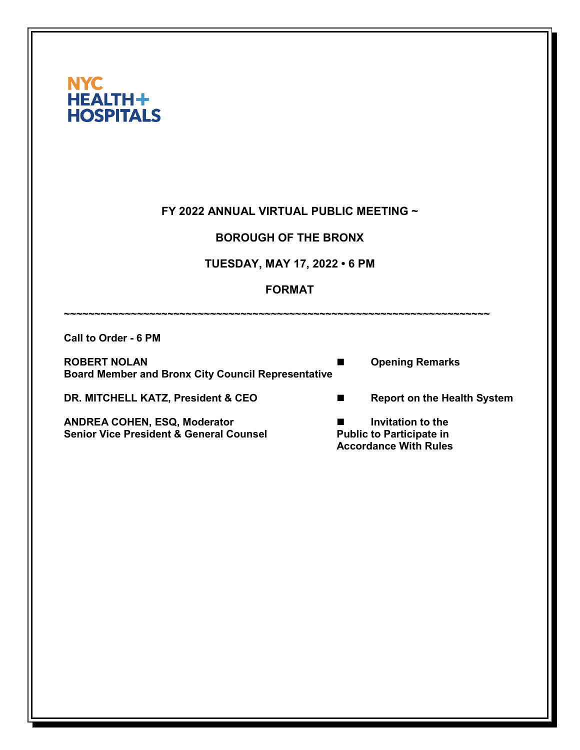NYC HEALTH+ HOSPITALS

# FY 2022 ANNUAL VIRTUAL PUBLIC MEETING ~

## BOROUGH OF THE BRONX

## TUESDAY, MAY 17, 2022 • 6 PM

## FORMAT

~~~~~~~~~~~~~~~~~~~~~~~~~~~~~~~~~~~~~~~~~~~~~~~~~~~~~~~~~~~~~~~~~~~~~~~~~~~~~~~

**Call to Order - 6 PM**

| | |
|---|---|
| **ROBERT NOLAN**<br>**Board Member and Bronx City Council Representative** | ■ **Opening Remarks** |
| **DR. MITCHELL KATZ, President & CEO** | ■ **Report on the Health System** |
| **ANDREA COHEN, ESQ, Moderator**<br>**Senior Vice President & General Counsel** | ■ **Invitation to the Public to Participate in Accordance With Rules** |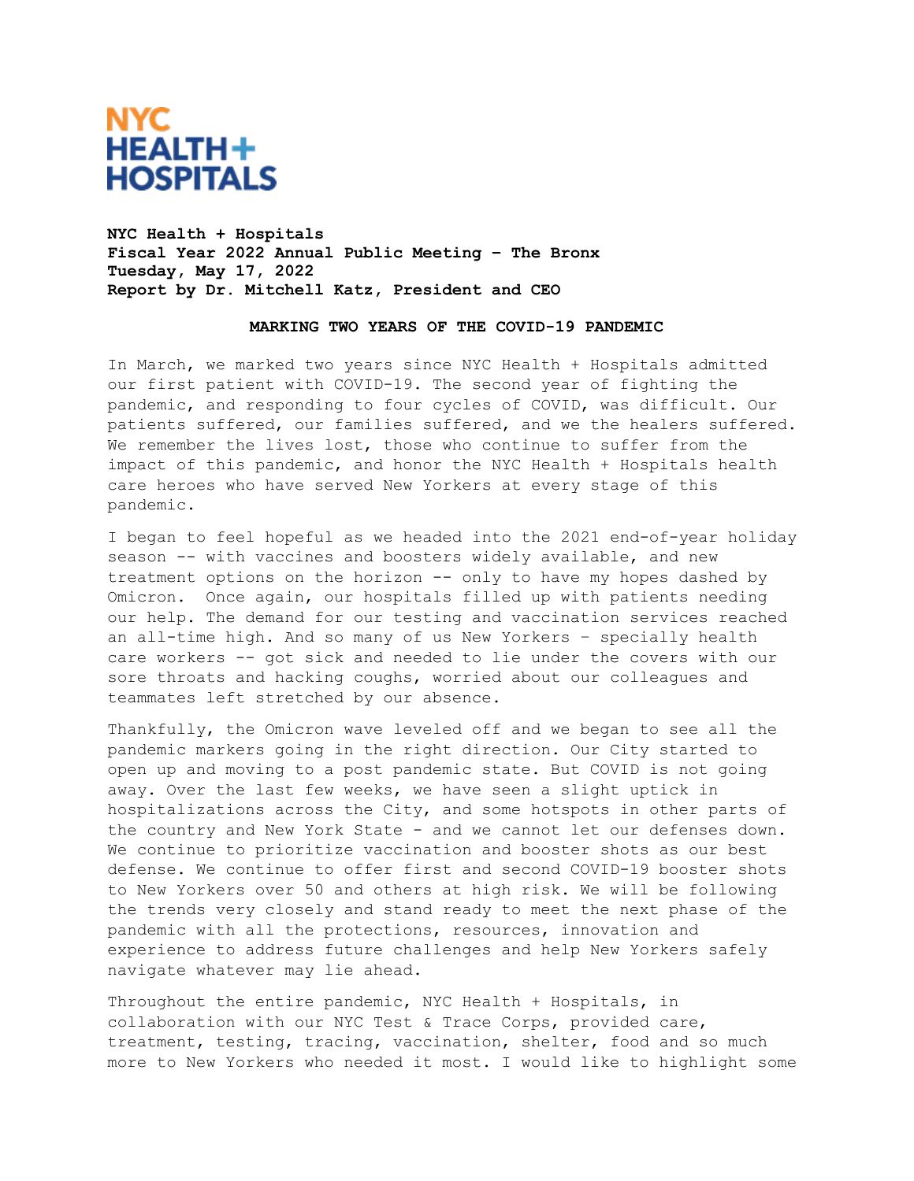NYC HEALTH+ HOSPITALS

**NYC Health + Hospitals**
**Fiscal Year 2022 Annual Public Meeting – The Bronx**
**Tuesday, May 17, 2022**
**Report by Dr. Mitchell Katz, President and CEO**

## MARKING TWO YEARS OF THE COVID-19 PANDEMIC

In March, we marked two years since NYC Health + Hospitals admitted our first patient with COVID-19. The second year of fighting the pandemic, and responding to four cycles of COVID, was difficult. Our patients suffered, our families suffered, and we the healers suffered. We remember the lives lost, those who continue to suffer from the impact of this pandemic, and honor the NYC Health + Hospitals health care heroes who have served New Yorkers at every stage of this pandemic.

I began to feel hopeful as we headed into the 2021 end-of-year holiday season -- with vaccines and boosters widely available, and new treatment options on the horizon -- only to have my hopes dashed by Omicron. Once again, our hospitals filled up with patients needing our help. The demand for our testing and vaccination services reached an all-time high. And so many of us New Yorkers – specially health care workers -- got sick and needed to lie under the covers with our sore throats and hacking coughs, worried about our colleagues and teammates left stretched by our absence.

Thankfully, the Omicron wave leveled off and we began to see all the pandemic markers going in the right direction. Our City started to open up and moving to a post pandemic state. But COVID is not going away. Over the last few weeks, we have seen a slight uptick in hospitalizations across the City, and some hotspots in other parts of the country and New York State - and we cannot let our defenses down. We continue to prioritize vaccination and booster shots as our best defense. We continue to offer first and second COVID-19 booster shots to New Yorkers over 50 and others at high risk. We will be following the trends very closely and stand ready to meet the next phase of the pandemic with all the protections, resources, innovation and experience to address future challenges and help New Yorkers safely navigate whatever may lie ahead.

Throughout the entire pandemic, NYC Health + Hospitals, in collaboration with our NYC Test & Trace Corps, provided care, treatment, testing, tracing, vaccination, shelter, food and so much more to New Yorkers who needed it most. I would like to highlight some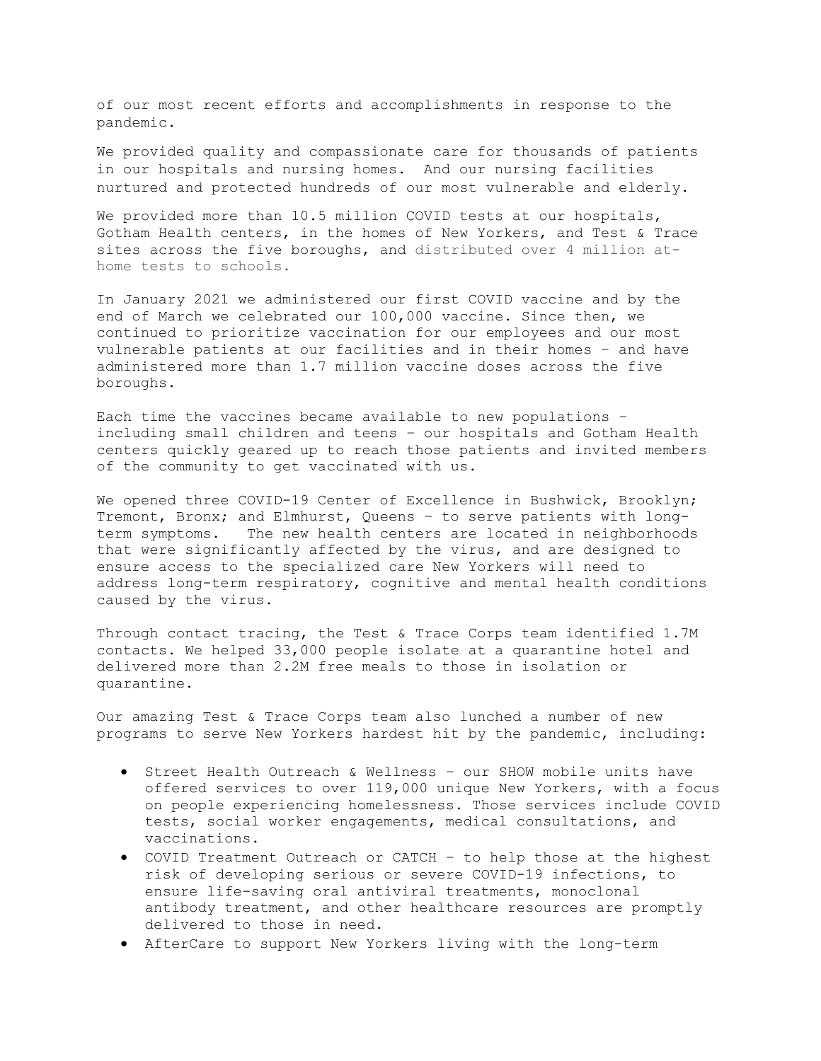of our most recent efforts and accomplishments in response to the pandemic.

We provided quality and compassionate care for thousands of patients in our hospitals and nursing homes. And our nursing facilities nurtured and protected hundreds of our most vulnerable and elderly.

We provided more than 10.5 million COVID tests at our hospitals, Gotham Health centers, in the homes of New Yorkers, and Test & Trace sites across the five boroughs, and distributed over 4 million at-home tests to schools.

In January 2021 we administered our first COVID vaccine and by the end of March we celebrated our 100,000 vaccine. Since then, we continued to prioritize vaccination for our employees and our most vulnerable patients at our facilities and in their homes – and have administered more than 1.7 million vaccine doses across the five boroughs.

Each time the vaccines became available to new populations – including small children and teens – our hospitals and Gotham Health centers quickly geared up to reach those patients and invited members of the community to get vaccinated with us.

We opened three COVID-19 Center of Excellence in Bushwick, Brooklyn; Tremont, Bronx; and Elmhurst, Queens – to serve patients with long-term symptoms. The new health centers are located in neighborhoods that were significantly affected by the virus, and are designed to ensure access to the specialized care New Yorkers will need to address long-term respiratory, cognitive and mental health conditions caused by the virus.

Through contact tracing, the Test & Trace Corps team identified 1.7M contacts. We helped 33,000 people isolate at a quarantine hotel and delivered more than 2.2M free meals to those in isolation or quarantine.

Our amazing Test & Trace Corps team also lunched a number of new programs to serve New Yorkers hardest hit by the pandemic, including:

- Street Health Outreach & Wellness – our SHOW mobile units have offered services to over 119,000 unique New Yorkers, with a focus on people experiencing homelessness. Those services include COVID tests, social worker engagements, medical consultations, and vaccinations.
- COVID Treatment Outreach or CATCH – to help those at the highest risk of developing serious or severe COVID-19 infections, to ensure life-saving oral antiviral treatments, monoclonal antibody treatment, and other healthcare resources are promptly delivered to those in need.
- AfterCare to support New Yorkers living with the long-term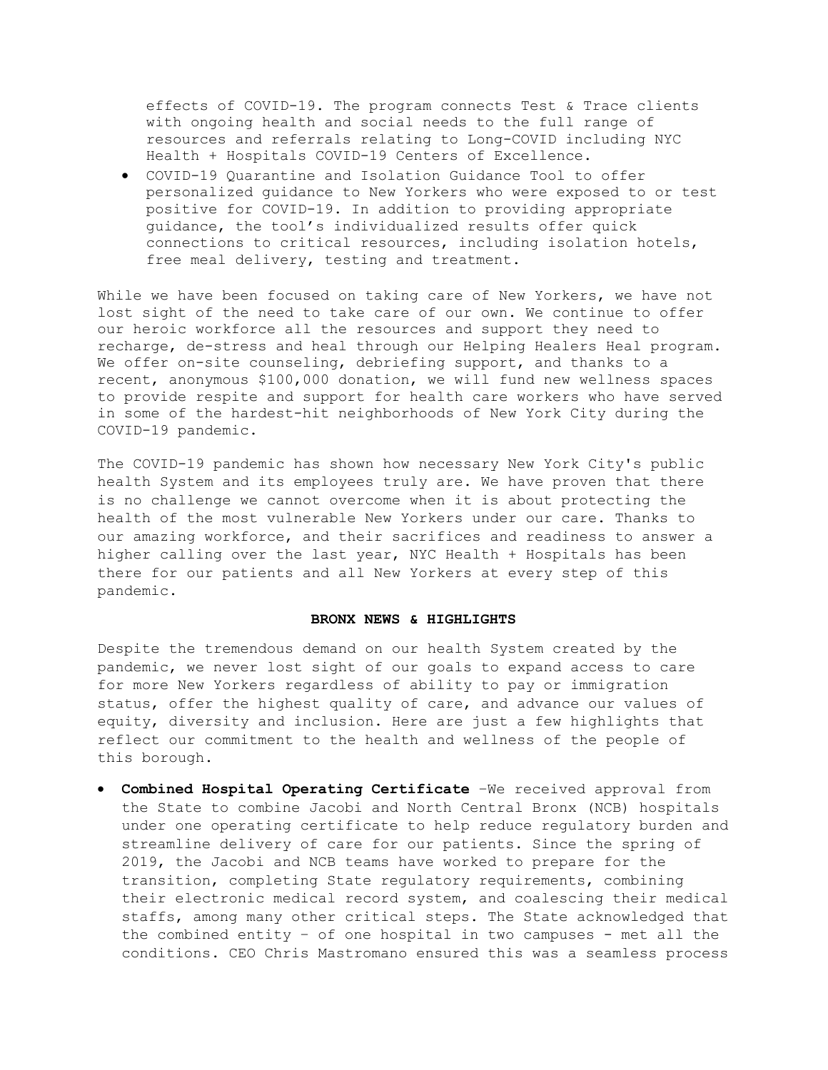effects of COVID-19. The program connects Test & Trace clients with ongoing health and social needs to the full range of resources and referrals relating to Long-COVID including NYC Health + Hospitals COVID-19 Centers of Excellence.

- COVID-19 Quarantine and Isolation Guidance Tool to offer personalized guidance to New Yorkers who were exposed to or test positive for COVID-19. In addition to providing appropriate guidance, the tool's individualized results offer quick connections to critical resources, including isolation hotels, free meal delivery, testing and treatment.

While we have been focused on taking care of New Yorkers, we have not lost sight of the need to take care of our own. We continue to offer our heroic workforce all the resources and support they need to recharge, de-stress and heal through our Helping Healers Heal program. We offer on-site counseling, debriefing support, and thanks to a recent, anonymous $100,000 donation, we will fund new wellness spaces to provide respite and support for health care workers who have served in some of the hardest-hit neighborhoods of New York City during the COVID-19 pandemic.

The COVID-19 pandemic has shown how necessary New York City's public health System and its employees truly are. We have proven that there is no challenge we cannot overcome when it is about protecting the health of the most vulnerable New Yorkers under our care. Thanks to our amazing workforce, and their sacrifices and readiness to answer a higher calling over the last year, NYC Health + Hospitals has been there for our patients and all New Yorkers at every step of this pandemic.

## BRONX NEWS & HIGHLIGHTS

Despite the tremendous demand on our health System created by the pandemic, we never lost sight of our goals to expand access to care for more New Yorkers regardless of ability to pay or immigration status, offer the highest quality of care, and advance our values of equity, diversity and inclusion. Here are just a few highlights that reflect our commitment to the health and wellness of the people of this borough.

- **Combined Hospital Operating Certificate** –We received approval from the State to combine Jacobi and North Central Bronx (NCB) hospitals under one operating certificate to help reduce regulatory burden and streamline delivery of care for our patients. Since the spring of 2019, the Jacobi and NCB teams have worked to prepare for the transition, completing State regulatory requirements, combining their electronic medical record system, and coalescing their medical staffs, among many other critical steps. The State acknowledged that the combined entity – of one hospital in two campuses - met all the conditions. CEO Chris Mastromano ensured this was a seamless process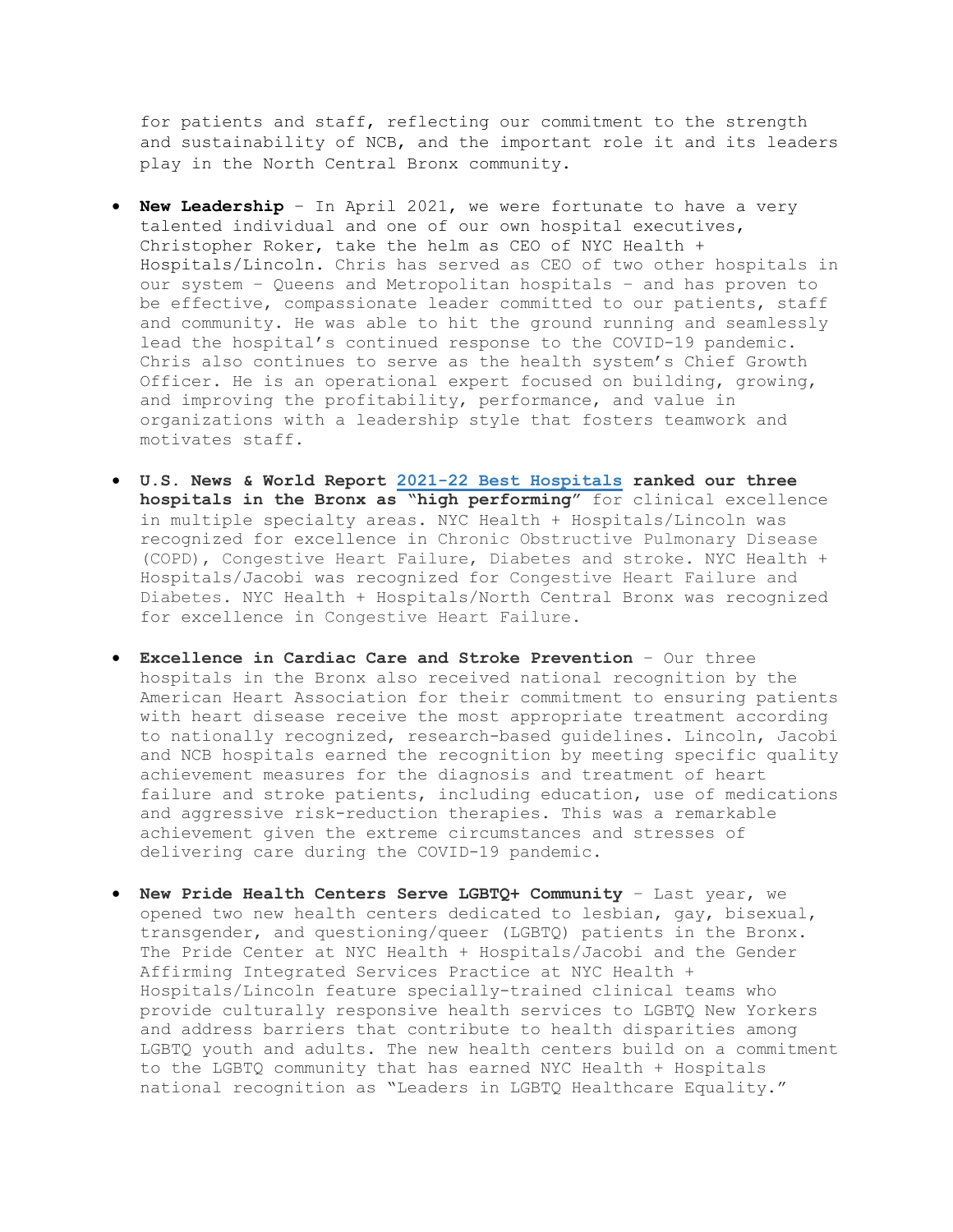for patients and staff, reflecting our commitment to the strength and sustainability of NCB, and the important role it and its leaders play in the North Central Bronx community.

- **New Leadership** – In April 2021, we were fortunate to have a very talented individual and one of our own hospital executives, Christopher Roker, take the helm as CEO of NYC Health + Hospitals/Lincoln. Chris has served as CEO of two other hospitals in our system – Queens and Metropolitan hospitals – and has proven to be effective, compassionate leader committed to our patients, staff and community. He was able to hit the ground running and seamlessly lead the hospital's continued response to the COVID-19 pandemic. Chris also continues to serve as the health system's Chief Growth Officer. He is an operational expert focused on building, growing, and improving the profitability, performance, and value in organizations with a leadership style that fosters teamwork and motivates staff.

- **U.S. News & World Report [2021-22 Best Hospitals] ranked our three hospitals in the Bronx as "high performing"** for clinical excellence in multiple specialty areas. NYC Health + Hospitals/Lincoln was recognized for excellence in Chronic Obstructive Pulmonary Disease (COPD), Congestive Heart Failure, Diabetes and stroke. NYC Health + Hospitals/Jacobi was recognized for Congestive Heart Failure and Diabetes. NYC Health + Hospitals/North Central Bronx was recognized for excellence in Congestive Heart Failure.

- **Excellence in Cardiac Care and Stroke Prevention** – Our three hospitals in the Bronx also received national recognition by the American Heart Association for their commitment to ensuring patients with heart disease receive the most appropriate treatment according to nationally recognized, research-based guidelines. Lincoln, Jacobi and NCB hospitals earned the recognition by meeting specific quality achievement measures for the diagnosis and treatment of heart failure and stroke patients, including education, use of medications and aggressive risk-reduction therapies. This was a remarkable achievement given the extreme circumstances and stresses of delivering care during the COVID-19 pandemic.

- **New Pride Health Centers Serve LGBTQ+ Community** – Last year, we opened two new health centers dedicated to lesbian, gay, bisexual, transgender, and questioning/queer (LGBTQ) patients in the Bronx. The Pride Center at NYC Health + Hospitals/Jacobi and the Gender Affirming Integrated Services Practice at NYC Health + Hospitals/Lincoln feature specially-trained clinical teams who provide culturally responsive health services to LGBTQ New Yorkers and address barriers that contribute to health disparities among LGBTQ youth and adults. The new health centers build on a commitment to the LGBTQ community that has earned NYC Health + Hospitals national recognition as "Leaders in LGBTQ Healthcare Equality."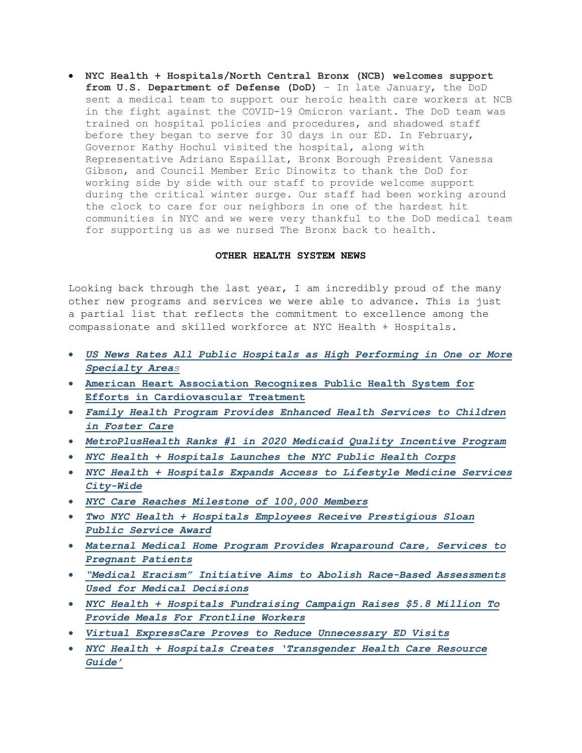- **NYC Health + Hospitals/North Central Bronx (NCB) welcomes support from U.S. Department of Defense (DoD)** – In late January, the DoD sent a medical team to support our heroic health care workers at NCB in the fight against the COVID-19 Omicron variant. The DoD team was trained on hospital policies and procedures, and shadowed staff before they began to serve for 30 days in our ED. In February, Governor Kathy Hochul visited the hospital, along with Representative Adriano Espaillat, Bronx Borough President Vanessa Gibson, and Council Member Eric Dinowitz to thank the DoD for working side by side with our staff to provide welcome support during the critical winter surge. Our staff had been working around the clock to care for our neighbors in one of the hardest hit communities in NYC and we were very thankful to the DoD medical team for supporting us as we nursed The Bronx back to health.

**OTHER HEALTH SYSTEM NEWS**

Looking back through the last year, I am incredibly proud of the many other new programs and services we were able to advance. This is just a partial list that reflects the commitment to excellence among the compassionate and skilled workforce at NYC Health + Hospitals.

- ***US News Rates All Public Hospitals as High Performing in One or More Specialty Areas***
- **American Heart Association Recognizes Public Health System for Efforts in Cardiovascular Treatment**
- ***Family Health Program Provides Enhanced Health Services to Children in Foster Care***
- ***MetroPlusHealth Ranks #1 in 2020 Medicaid Quality Incentive Program***
- ***NYC Health + Hospitals Launches the NYC Public Health Corps***
- ***NYC Health + Hospitals Expands Access to Lifestyle Medicine Services City-Wide***
- ***NYC Care Reaches Milestone of 100,000 Members***
- ***Two NYC Health + Hospitals Employees Receive Prestigious Sloan Public Service Award***
- ***Maternal Medical Home Program Provides Wraparound Care, Services to Pregnant Patients***
- ***"Medical Eracism" Initiative Aims to Abolish Race-Based Assessments Used for Medical Decisions***
- ***NYC Health + Hospitals Fundraising Campaign Raises $5.8 Million To Provide Meals For Frontline Workers***
- ***Virtual ExpressCare Proves to Reduce Unnecessary ED Visits***
- ***NYC Health + Hospitals Creates 'Transgender Health Care Resource Guide'***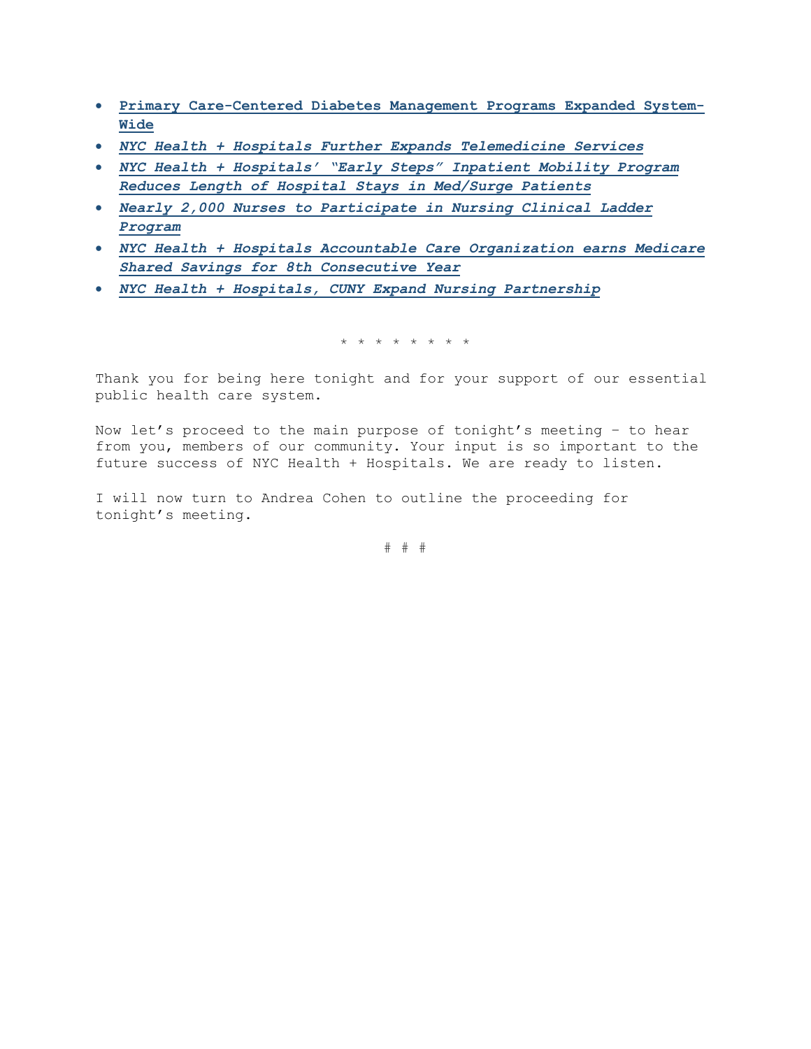- **Primary Care-Centered Diabetes Management Programs Expanded System-Wide**
- ***NYC Health + Hospitals Further Expands Telemedicine Services***
- ***NYC Health + Hospitals' "Early Steps" Inpatient Mobility Program Reduces Length of Hospital Stays in Med/Surge Patients***
- ***Nearly 2,000 Nurses to Participate in Nursing Clinical Ladder Program***
- ***NYC Health + Hospitals Accountable Care Organization earns Medicare Shared Savings for 8th Consecutive Year***
- ***NYC Health + Hospitals, CUNY Expand Nursing Partnership***

\* \* \* \* \* \* \* \*

Thank you for being here tonight and for your support of our essential public health care system.

Now let's proceed to the main purpose of tonight's meeting – to hear from you, members of our community. Your input is so important to the future success of NYC Health + Hospitals. We are ready to listen.

I will now turn to Andrea Cohen to outline the proceeding for tonight's meeting.

\# # #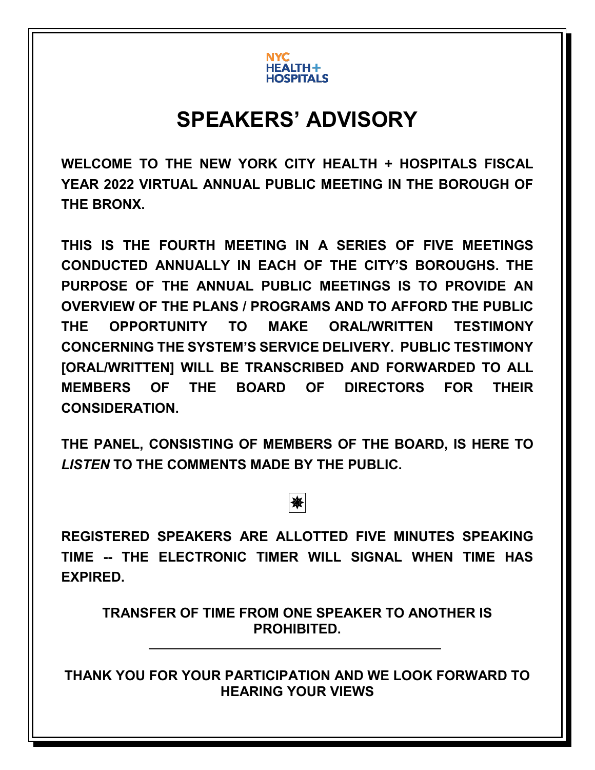NYC HEALTH + HOSPITALS

# SPEAKERS' ADVISORY

**WELCOME TO THE NEW YORK CITY HEALTH + HOSPITALS FISCAL YEAR 2022 VIRTUAL ANNUAL PUBLIC MEETING IN THE BOROUGH OF THE BRONX.**

**THIS IS THE FOURTH MEETING IN A SERIES OF FIVE MEETINGS CONDUCTED ANNUALLY IN EACH OF THE CITY'S BOROUGHS. THE PURPOSE OF THE ANNUAL PUBLIC MEETINGS IS TO PROVIDE AN OVERVIEW OF THE PLANS / PROGRAMS AND TO AFFORD THE PUBLIC THE OPPORTUNITY TO MAKE ORAL/WRITTEN TESTIMONY CONCERNING THE SYSTEM'S SERVICE DELIVERY. PUBLIC TESTIMONY [ORAL/WRITTEN] WILL BE TRANSCRIBED AND FORWARDED TO ALL MEMBERS OF THE BOARD OF DIRECTORS FOR THEIR CONSIDERATION.**

**THE PANEL, CONSISTING OF MEMBERS OF THE BOARD, IS HERE TO *LISTEN* TO THE COMMENTS MADE BY THE PUBLIC.**

**REGISTERED SPEAKERS ARE ALLOTTED FIVE MINUTES SPEAKING TIME -- THE ELECTRONIC TIMER WILL SIGNAL WHEN TIME HAS EXPIRED.**

**TRANSFER OF TIME FROM ONE SPEAKER TO ANOTHER IS PROHIBITED.**

---

**THANK YOU FOR YOUR PARTICIPATION AND WE LOOK FORWARD TO HEARING YOUR VIEWS**